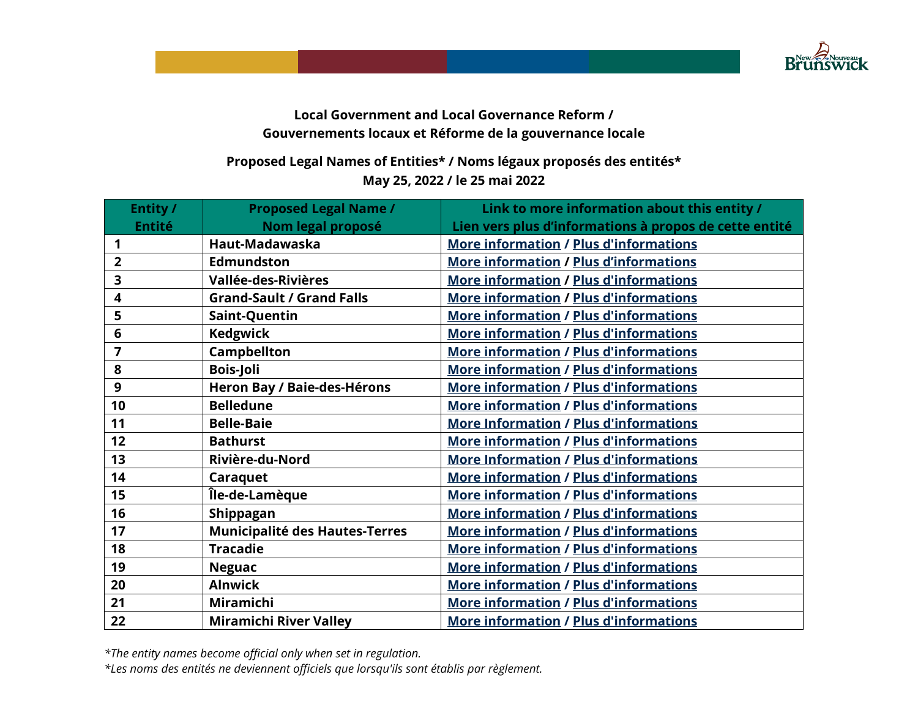## Local Government and Local Governance Reform / Gouvernements locaux et Réforme de la gouvernance locale

### Proposed Legal Names of Entities* / Noms légaux proposés des entités*

**May 25, 2022 / le 25 mai 2022**

| Entity / Entité | Proposed Legal Name / Nom legal proposé | Link to more information about this entity / Lien vers plus d'informations à propos de cette entité |
|---|---|---|
| 1 | Haut-Madawaska | More information / Plus d'informations |
| 2 | Edmundston | More information / Plus d'informations |
| 3 | Vallée-des-Rivières | More information / Plus d'informations |
| 4 | Grand-Sault / Grand Falls | More information / Plus d'informations |
| 5 | Saint-Quentin | More information / Plus d'informations |
| 6 | Kedgwick | More information / Plus d'informations |
| 7 | Campbellton | More information / Plus d'informations |
| 8 | Bois-Joli | More information / Plus d'informations |
| 9 | Heron Bay / Baie-des-Hérons | More information / Plus d'informations |
| 10 | Belledune | More information / Plus d'informations |
| 11 | Belle-Baie | More Information / Plus d'informations |
| 12 | Bathurst | More information / Plus d'informations |
| 13 | Rivière-du-Nord | More Information / Plus d'informations |
| 14 | Caraquet | More information / Plus d'informations |
| 15 | Île-de-Lamèque | More information / Plus d'informations |
| 16 | Shippagan | More information / Plus d'informations |
| 17 | Municipalité des Hautes-Terres | More information / Plus d'informations |
| 18 | Tracadie | More information / Plus d'informations |
| 19 | Neguac | More information / Plus d'informations |
| 20 | Alnwick | More information / Plus d'informations |
| 21 | Miramichi | More information / Plus d'informations |
| 22 | Miramichi River Valley | More information / Plus d'informations |

*\*The entity names become official only when set in regulation.*

*\*Les noms des entités ne deviennent officiels que lorsqu'ils sont établis par règlement.*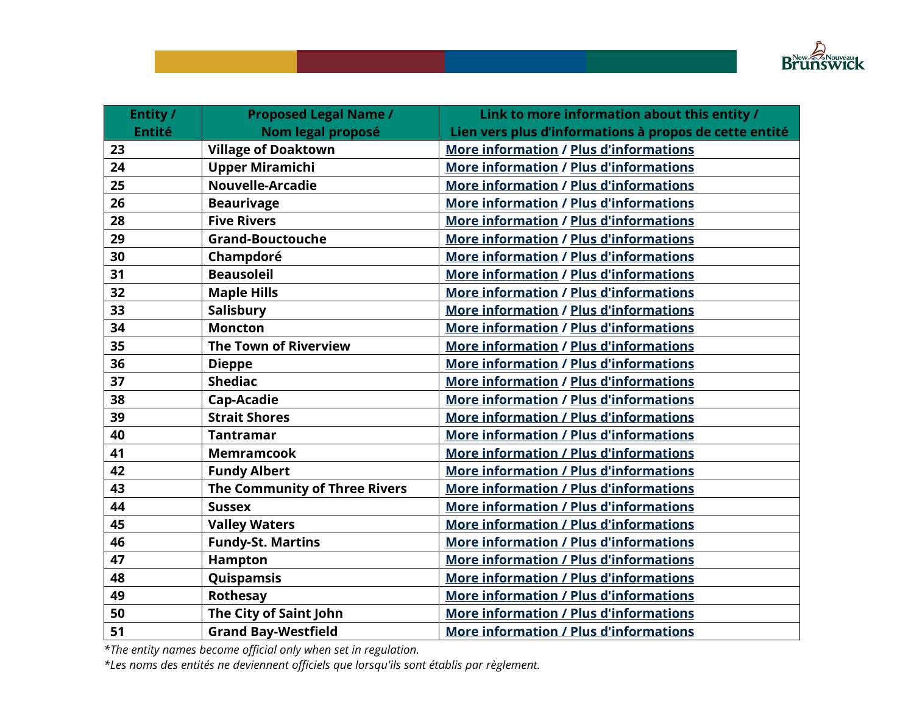| Entity / Entité | Proposed Legal Name / Nom legal proposé | Link to more information about this entity / Lien vers plus d'informations à propos de cette entité |
|---|---|---|
| 23 | **Village of Doaktown** | More information / Plus d'informations |
| 24 | **Upper Miramichi** | More information / Plus d'informations |
| 25 | **Nouvelle-Arcadie** | More information / Plus d'informations |
| 26 | **Beaurivage** | More information / Plus d'informations |
| 28 | **Five Rivers** | More information / Plus d'informations |
| 29 | **Grand-Bouctouche** | More information / Plus d'informations |
| 30 | **Champdoré** | More information / Plus d'informations |
| 31 | **Beausoleil** | More information / Plus d'informations |
| 32 | **Maple Hills** | More information / Plus d'informations |
| 33 | **Salisbury** | More information / Plus d'informations |
| 34 | **Moncton** | More information / Plus d'informations |
| 35 | **The Town of Riverview** | More information / Plus d'informations |
| 36 | **Dieppe** | More information / Plus d'informations |
| 37 | **Shediac** | More information / Plus d'informations |
| 38 | **Cap-Acadie** | More information / Plus d'informations |
| 39 | **Strait Shores** | More information / Plus d'informations |
| 40 | **Tantramar** | More information / Plus d'informations |
| 41 | **Memramcook** | More information / Plus d'informations |
| 42 | **Fundy Albert** | More information / Plus d'informations |
| 43 | **The Community of Three Rivers** | More information / Plus d'informations |
| 44 | **Sussex** | More information / Plus d'informations |
| 45 | **Valley Waters** | More information / Plus d'informations |
| 46 | **Fundy-St. Martins** | More information / Plus d'informations |
| 47 | **Hampton** | More information / Plus d'informations |
| 48 | **Quispamsis** | More information / Plus d'informations |
| 49 | **Rothesay** | More information / Plus d'informations |
| 50 | **The City of Saint John** | More information / Plus d'informations |
| 51 | **Grand Bay-Westfield** | More information / Plus d'informations |

*\*The entity names become official only when set in regulation.*

*\*Les noms des entités ne deviennent officiels que lorsqu'ils sont établis par règlement.*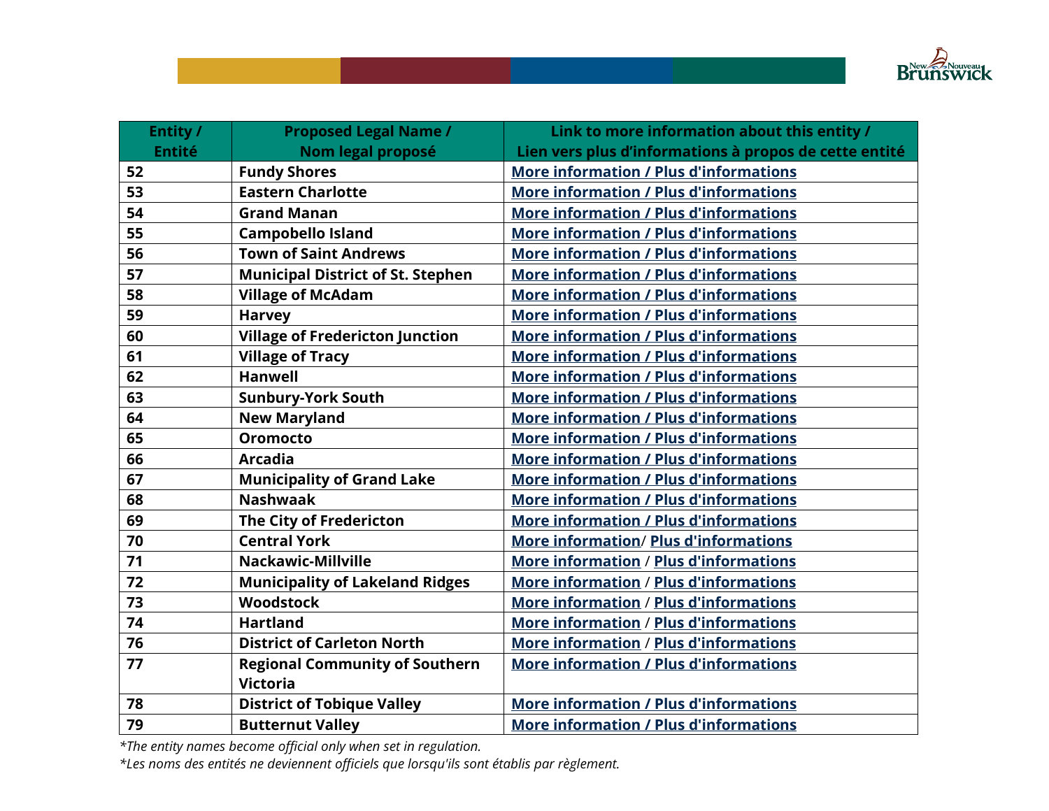| Entity / Entité | Proposed Legal Name / Nom legal proposé | Link to more information about this entity / Lien vers plus d'informations à propos de cette entité |
|---|---|---|
| 52 | **Fundy Shores** | More information / Plus d'informations |
| 53 | **Eastern Charlotte** | More information / Plus d'informations |
| 54 | **Grand Manan** | More information / Plus d'informations |
| 55 | **Campobello Island** | More information / Plus d'informations |
| 56 | **Town of Saint Andrews** | More information / Plus d'informations |
| 57 | **Municipal District of St. Stephen** | More information / Plus d'informations |
| 58 | **Village of McAdam** | More information / Plus d'informations |
| 59 | **Harvey** | More information / Plus d'informations |
| 60 | **Village of Fredericton Junction** | More information / Plus d'informations |
| 61 | **Village of Tracy** | More information / Plus d'informations |
| 62 | **Hanwell** | More information / Plus d'informations |
| 63 | **Sunbury-York South** | More information / Plus d'informations |
| 64 | **New Maryland** | More information / Plus d'informations |
| 65 | **Oromocto** | More information / Plus d'informations |
| 66 | **Arcadia** | More information / Plus d'informations |
| 67 | **Municipality of Grand Lake** | More information / Plus d'informations |
| 68 | **Nashwaak** | More information / Plus d'informations |
| 69 | **The City of Fredericton** | More information / Plus d'informations |
| 70 | **Central York** | More information/ Plus d'informations |
| 71 | **Nackawic-Millville** | More information / Plus d'informations |
| 72 | **Municipality of Lakeland Ridges** | More information / Plus d'informations |
| 73 | **Woodstock** | More information / Plus d'informations |
| 74 | **Hartland** | More information / Plus d'informations |
| 76 | **District of Carleton North** | More information / Plus d'informations |
| 77 | **Regional Community of Southern Victoria** | More information / Plus d'informations |
| 78 | **District of Tobique Valley** | More information / Plus d'informations |
| 79 | **Butternut Valley** | More information / Plus d'informations |

*\*The entity names become official only when set in regulation.*

*\*Les noms des entités ne deviennent officiels que lorsqu'ils sont établis par règlement.*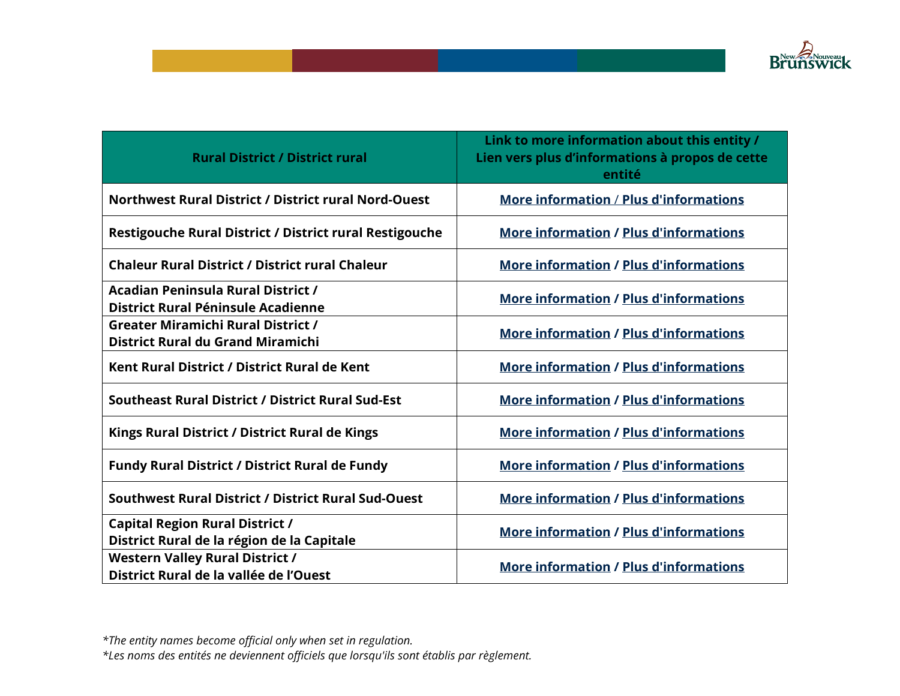| Rural District / District rural | Link to more information about this entity / Lien vers plus d’informations à propos de cette entité |
|---|---|
| **Northwest Rural District / District rural Nord-Ouest** | More information / Plus d'informations |
| **Restigouche Rural District / District rural Restigouche** | More information / Plus d'informations |
| **Chaleur Rural District / District rural Chaleur** | More information / Plus d'informations |
| **Acadian Peninsula Rural District / District Rural Péninsule Acadienne** | More information / Plus d'informations |
| **Greater Miramichi Rural District / District Rural du Grand Miramichi** | More information / Plus d'informations |
| **Kent Rural District / District Rural de Kent** | More information / Plus d'informations |
| **Southeast Rural District / District Rural Sud-Est** | More information / Plus d'informations |
| **Kings Rural District / District Rural de Kings** | More information / Plus d'informations |
| **Fundy Rural District / District Rural de Fundy** | More information / Plus d'informations |
| **Southwest Rural District / District Rural Sud-Ouest** | More information / Plus d'informations |
| **Capital Region Rural District / District Rural de la région de la Capitale** | More information / Plus d'informations |
| **Western Valley Rural District / District Rural de la vallée de l’Ouest** | More information / Plus d'informations |

*\*The entity names become official only when set in regulation.*
*\*Les noms des entités ne deviennent officiels que lorsqu'ils sont établis par règlement.*